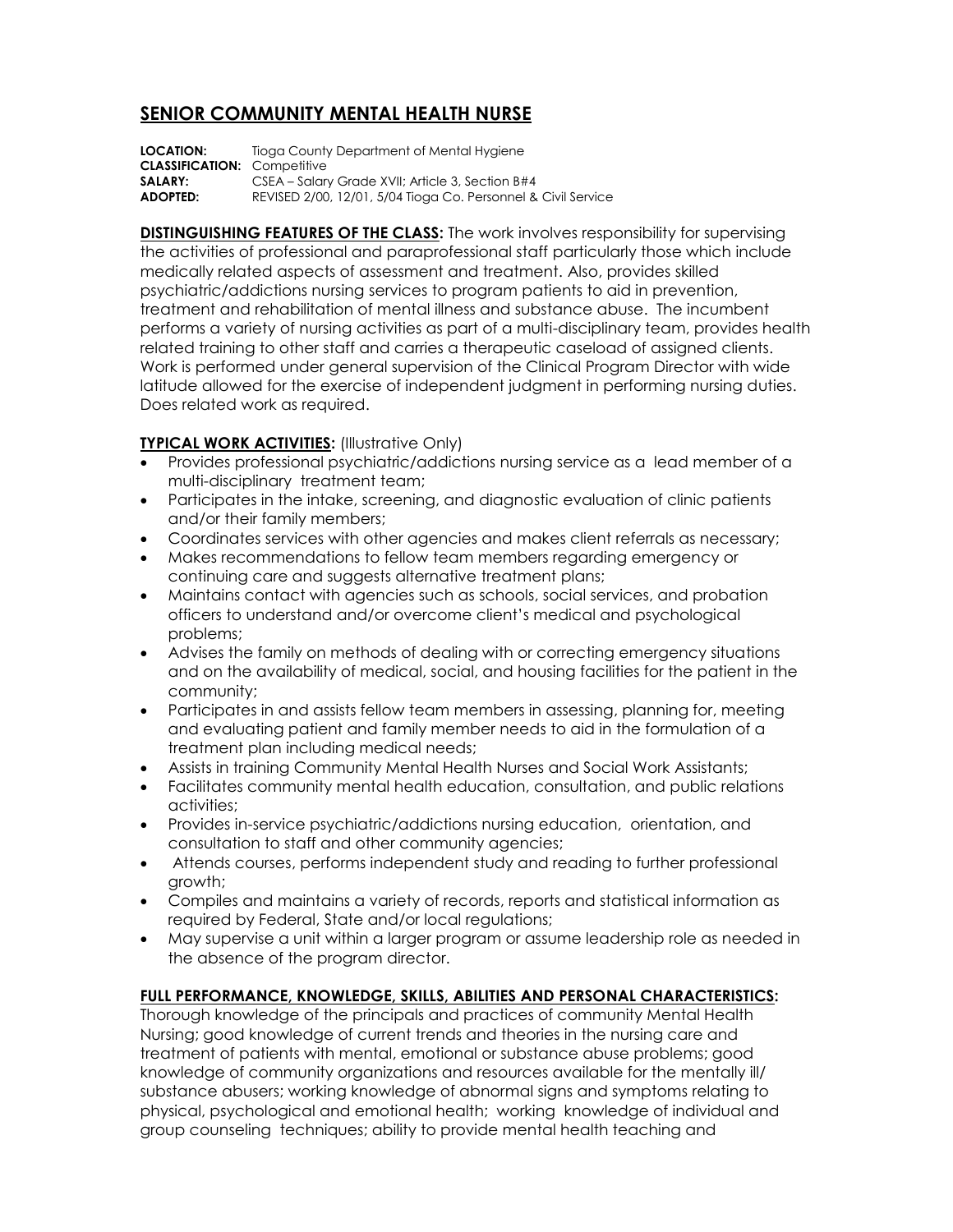# SENIOR COMMUNITY MENTAL HEALTH NURSE

**LOCATION:** Tioga County Department of Mental Hygiene
**CLASSIFICATION:** Competitive
**SALARY:** CSEA – Salary Grade XVII; Article 3, Section B#4
**ADOPTED:** REVISED 2/00, 12/01, 5/04 Tioga Co. Personnel & Civil Service

**DISTINGUISHING FEATURES OF THE CLASS:** The work involves responsibility for supervising the activities of professional and paraprofessional staff particularly those which include medically related aspects of assessment and treatment. Also, provides skilled psychiatric/addictions nursing services to program patients to aid in prevention, treatment and rehabilitation of mental illness and substance abuse. The incumbent performs a variety of nursing activities as part of a multi-disciplinary team, provides health related training to other staff and carries a therapeutic caseload of assigned clients. Work is performed under general supervision of the Clinical Program Director with wide latitude allowed for the exercise of independent judgment in performing nursing duties. Does related work as required.

**TYPICAL WORK ACTIVITIES:** (Illustrative Only)

- Provides professional psychiatric/addictions nursing service as a lead member of a multi-disciplinary treatment team;
- Participates in the intake, screening, and diagnostic evaluation of clinic patients and/or their family members;
- Coordinates services with other agencies and makes client referrals as necessary;
- Makes recommendations to fellow team members regarding emergency or continuing care and suggests alternative treatment plans;
- Maintains contact with agencies such as schools, social services, and probation officers to understand and/or overcome client's medical and psychological problems;
- Advises the family on methods of dealing with or correcting emergency situations and on the availability of medical, social, and housing facilities for the patient in the community;
- Participates in and assists fellow team members in assessing, planning for, meeting and evaluating patient and family member needs to aid in the formulation of a treatment plan including medical needs;
- Assists in training Community Mental Health Nurses and Social Work Assistants;
- Facilitates community mental health education, consultation, and public relations activities;
- Provides in-service psychiatric/addictions nursing education, orientation, and consultation to staff and other community agencies;
- Attends courses, performs independent study and reading to further professional growth;
- Compiles and maintains a variety of records, reports and statistical information as required by Federal, State and/or local regulations;
- May supervise a unit within a larger program or assume leadership role as needed in the absence of the program director.

**FULL PERFORMANCE, KNOWLEDGE, SKILLS, ABILITIES AND PERSONAL CHARACTERISTICS:**
Thorough knowledge of the principals and practices of community Mental Health Nursing; good knowledge of current trends and theories in the nursing care and treatment of patients with mental, emotional or substance abuse problems; good knowledge of community organizations and resources available for the mentally ill/ substance abusers; working knowledge of abnormal signs and symptoms relating to physical, psychological and emotional health; working knowledge of individual and group counseling techniques; ability to provide mental health teaching and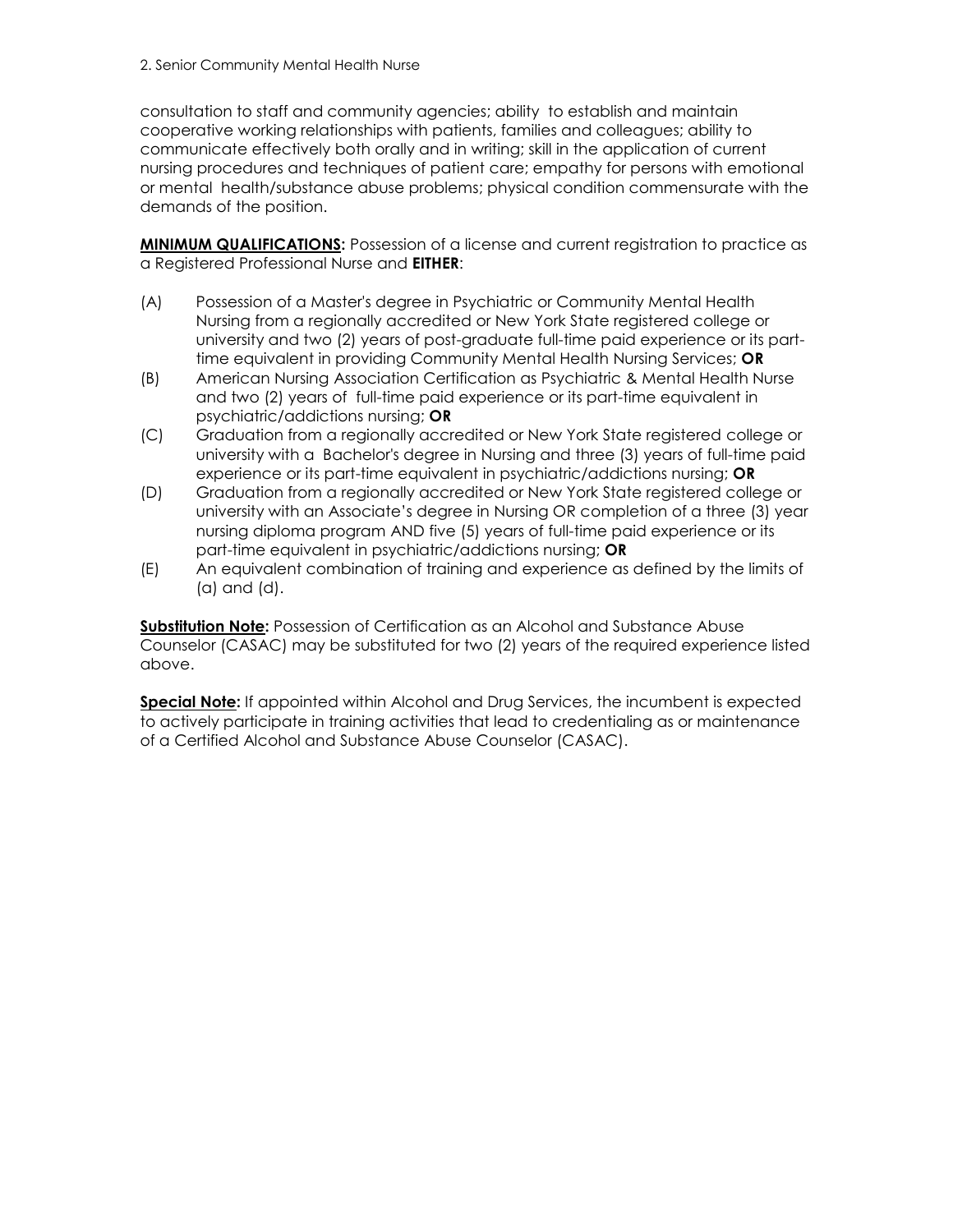consultation to staff and community agencies; ability to establish and maintain cooperative working relationships with patients, families and colleagues; ability to communicate effectively both orally and in writing; skill in the application of current nursing procedures and techniques of patient care; empathy for persons with emotional or mental health/substance abuse problems; physical condition commensurate with the demands of the position.

**MINIMUM QUALIFICATIONS:** Possession of a license and current registration to practice as a Registered Professional Nurse and **EITHER**:

(A) Possession of a Master's degree in Psychiatric or Community Mental Health Nursing from a regionally accredited or New York State registered college or university and two (2) years of post-graduate full-time paid experience or its part-time equivalent in providing Community Mental Health Nursing Services; **OR**

(B) American Nursing Association Certification as Psychiatric & Mental Health Nurse and two (2) years of full-time paid experience or its part-time equivalent in psychiatric/addictions nursing; **OR**

(C) Graduation from a regionally accredited or New York State registered college or university with a Bachelor's degree in Nursing and three (3) years of full-time paid experience or its part-time equivalent in psychiatric/addictions nursing; **OR**

(D) Graduation from a regionally accredited or New York State registered college or university with an Associate's degree in Nursing OR completion of a three (3) year nursing diploma program AND five (5) years of full-time paid experience or its part-time equivalent in psychiatric/addictions nursing; **OR**

(E) An equivalent combination of training and experience as defined by the limits of (a) and (d).

**Substitution Note:** Possession of Certification as an Alcohol and Substance Abuse Counselor (CASAC) may be substituted for two (2) years of the required experience listed above.

**Special Note:** If appointed within Alcohol and Drug Services, the incumbent is expected to actively participate in training activities that lead to credentialing as or maintenance of a Certified Alcohol and Substance Abuse Counselor (CASAC).